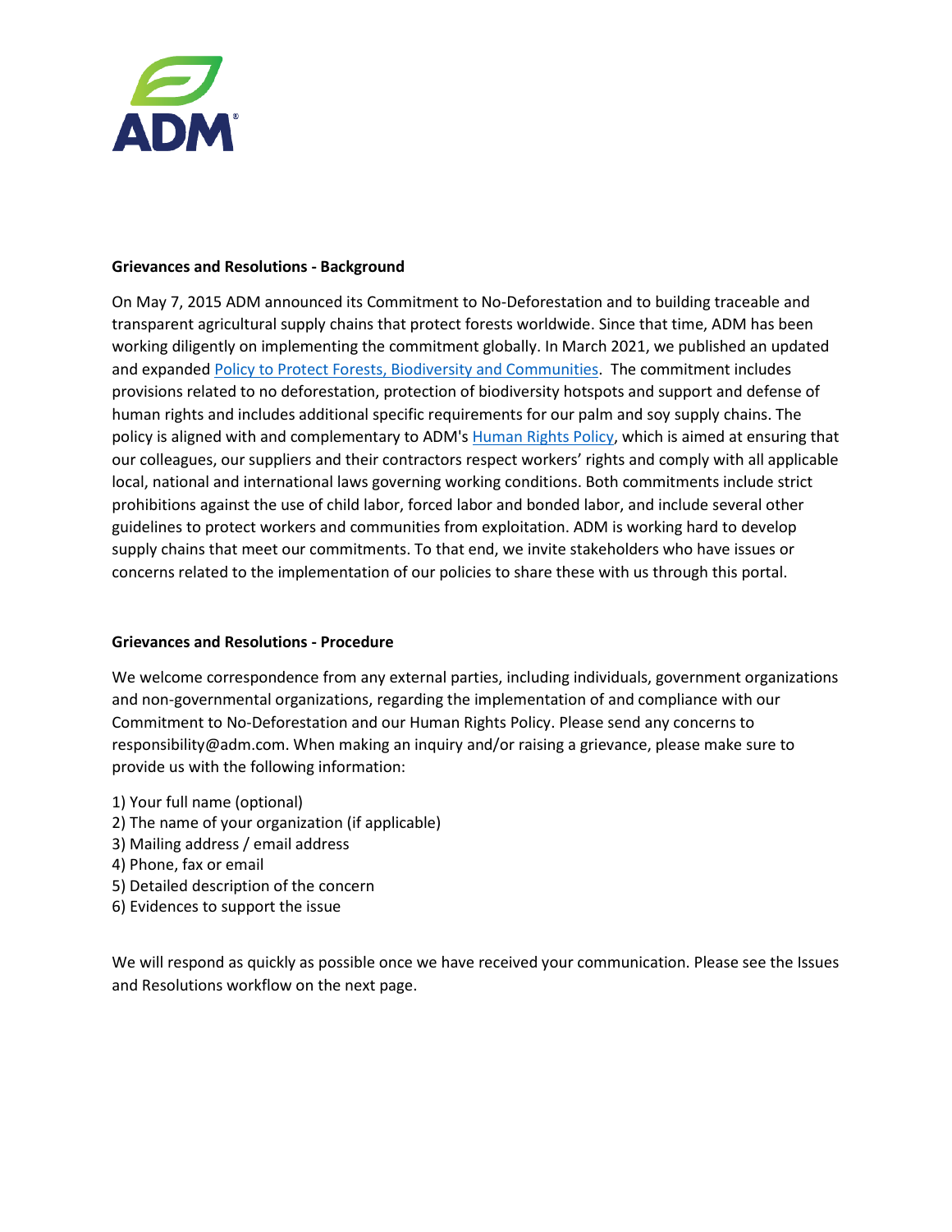## Grievances and Resolutions - Background

On May 7, 2015 ADM announced its Commitment to No-Deforestation and to building traceable and transparent agricultural supply chains that protect forests worldwide. Since that time, ADM has been working diligently on implementing the commitment globally. In March 2021, we published an updated and expanded Policy to Protect Forests, Biodiversity and Communities. The commitment includes provisions related to no deforestation, protection of biodiversity hotspots and support and defense of human rights and includes additional specific requirements for our palm and soy supply chains. The policy is aligned with and complementary to ADM's Human Rights Policy, which is aimed at ensuring that our colleagues, our suppliers and their contractors respect workers' rights and comply with all applicable local, national and international laws governing working conditions. Both commitments include strict prohibitions against the use of child labor, forced labor and bonded labor, and include several other guidelines to protect workers and communities from exploitation. ADM is working hard to develop supply chains that meet our commitments. To that end, we invite stakeholders who have issues or concerns related to the implementation of our policies to share these with us through this portal.

## Grievances and Resolutions - Procedure

We welcome correspondence from any external parties, including individuals, government organizations and non-governmental organizations, regarding the implementation of and compliance with our Commitment to No-Deforestation and our Human Rights Policy. Please send any concerns to responsibility@adm.com. When making an inquiry and/or raising a grievance, please make sure to provide us with the following information:

1) Your full name (optional)
2) The name of your organization (if applicable)
3) Mailing address / email address
4) Phone, fax or email
5) Detailed description of the concern
6) Evidences to support the issue

We will respond as quickly as possible once we have received your communication. Please see the Issues and Resolutions workflow on the next page.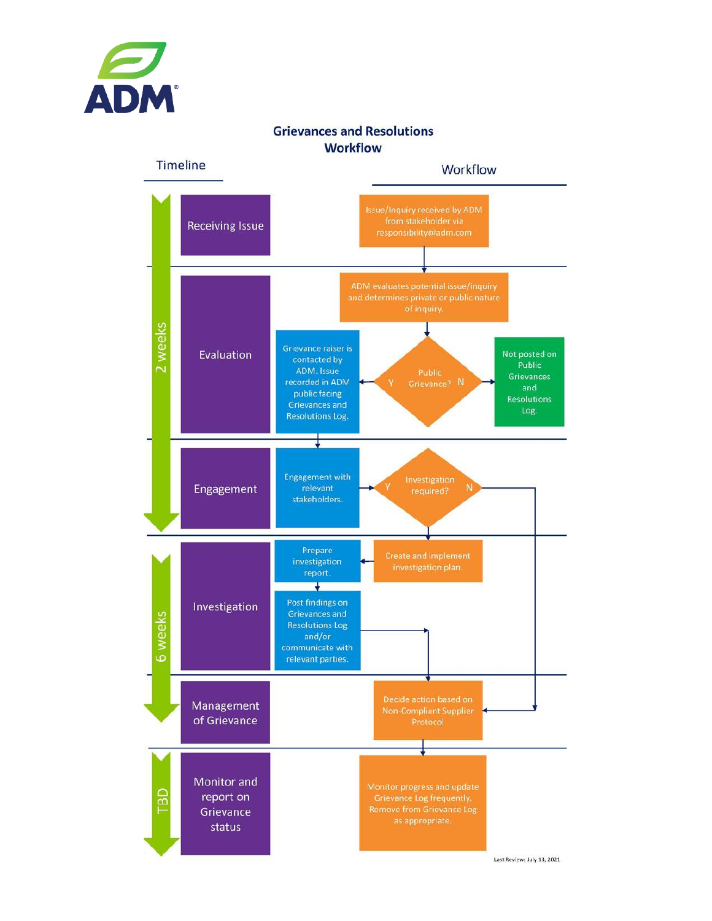ADM

## Grievances and Resolutions Workflow

Timeline

Workflow

2 weeks

Receiving Issue

Issue/Inquiry received by ADM from stakeholder via responsibility@adm.com

Evaluation

ADM evaluates potential issue/inquiry and determines private or public nature of inquiry.

Public Grievance?

Y

Grievance raiser is contacted by ADM. Issue recorded in ADM public facing Grievances and Resolutions Log.

N

Not posted on Public Grievances and Resolutions Log.

Engagement

Engagement with relevant stakeholders.

Investigation required?

Y

N

6 weeks

Investigation

Create and implement investigation plan.

Prepare investigation report.

Post findings on Grievances and Resolutions Log and/or communicate with relevant parties.

Management of Grievance

Decide action based on Non-Compliant Supplier Protocol

TBD

Monitor and report on Grievance status

Monitor progress and update Grievance Log frequently. Remove from Grievance Log as appropriate.

Last Review: July 13, 2021